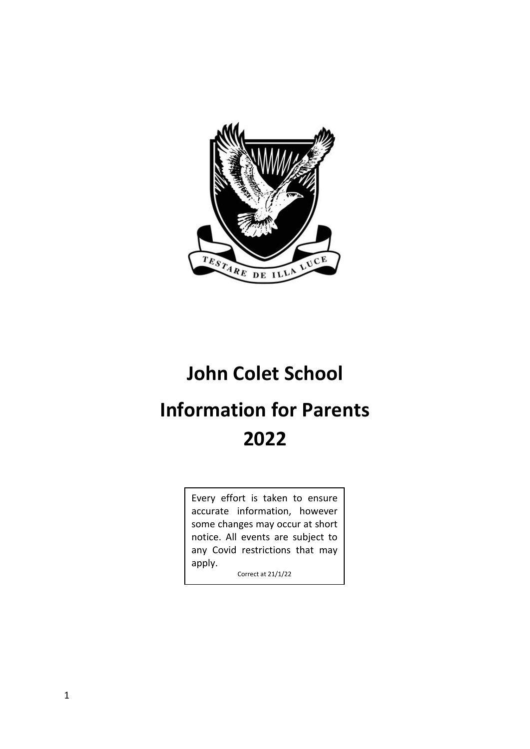# John Colet School

# Information for Parents 2022

Every effort is taken to ensure accurate information, however some changes may occur at short notice. All events are subject to any Covid restrictions that may apply.

Correct at 21/1/22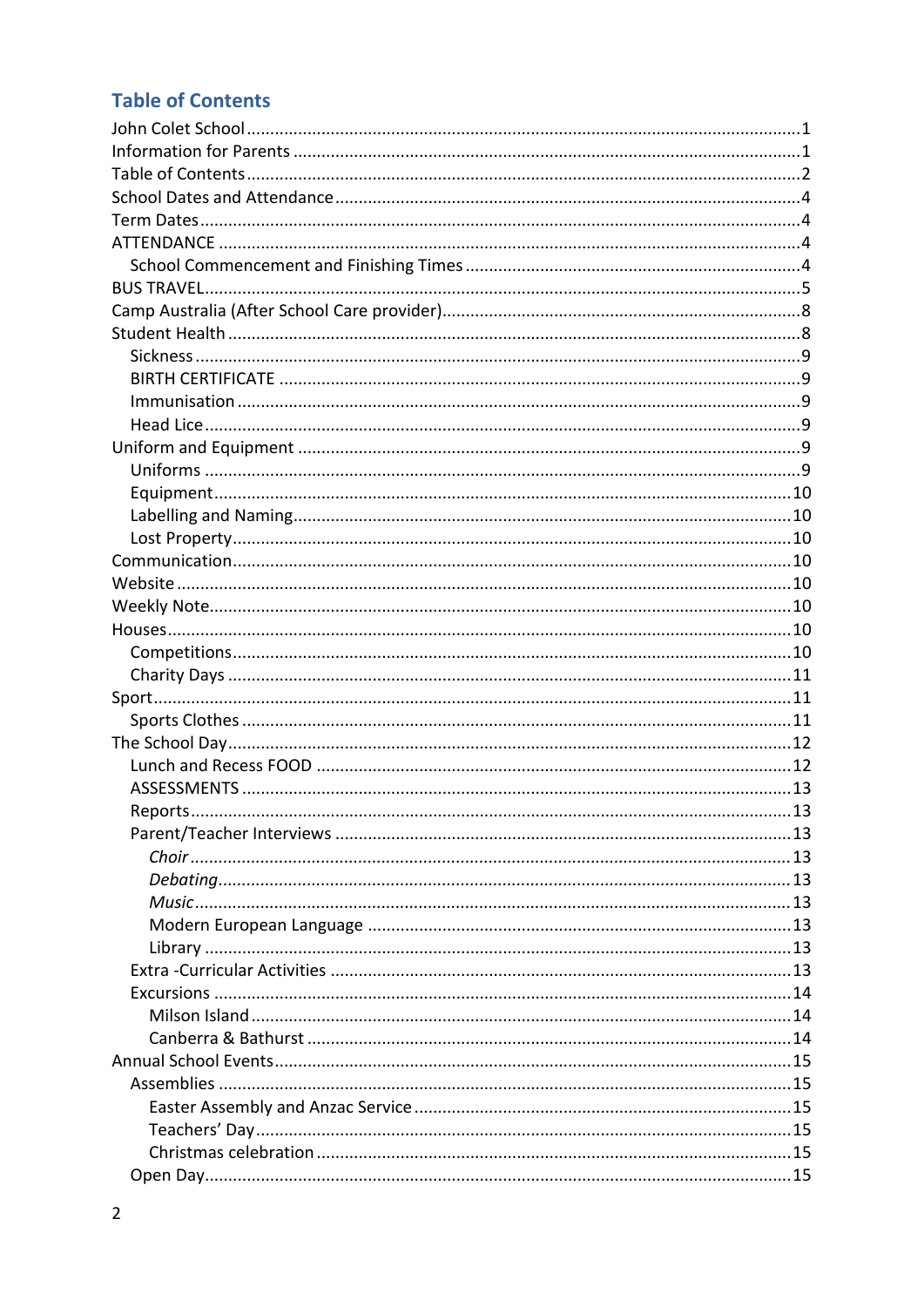## Table of Contents

- John Colet School ........ 1
- Information for Parents ........ 1
- Table of Contents ........ 2
- School Dates and Attendance ........ 4
- Term Dates ........ 4
- ATTENDANCE ........ 4
  - School Commencement and Finishing Times ........ 4
- BUS TRAVEL ........ 5
- Camp Australia (After School Care provider) ........ 8
- Student Health ........ 8
  - Sickness ........ 9
  - BIRTH CERTIFICATE ........ 9
  - Immunisation ........ 9
  - Head Lice ........ 9
- Uniform and Equipment ........ 9
  - Uniforms ........ 9
  - Equipment ........ 10
  - Labelling and Naming ........ 10
  - Lost Property ........ 10
- Communication ........ 10
- Website ........ 10
- Weekly Note ........ 10
- Houses ........ 10
  - Competitions ........ 10
  - Charity Days ........ 11
- Sport ........ 11
  - Sports Clothes ........ 11
- The School Day ........ 12
  - Lunch and Recess FOOD ........ 12
  - ASSESSMENTS ........ 13
  - Reports ........ 13
  - Parent/Teacher Interviews ........ 13
    - *Choir* ........ 13
    - *Debating* ........ 13
    - *Music* ........ 13
    - Modern European Language ........ 13
    - Library ........ 13
  - Extra -Curricular Activities ........ 13
  - Excursions ........ 14
    - Milson Island ........ 14
    - Canberra & Bathurst ........ 14
- Annual School Events ........ 15
  - Assemblies ........ 15
    - Easter Assembly and Anzac Service ........ 15
    - Teachers' Day ........ 15
    - Christmas celebration ........ 15
  - Open Day ........ 15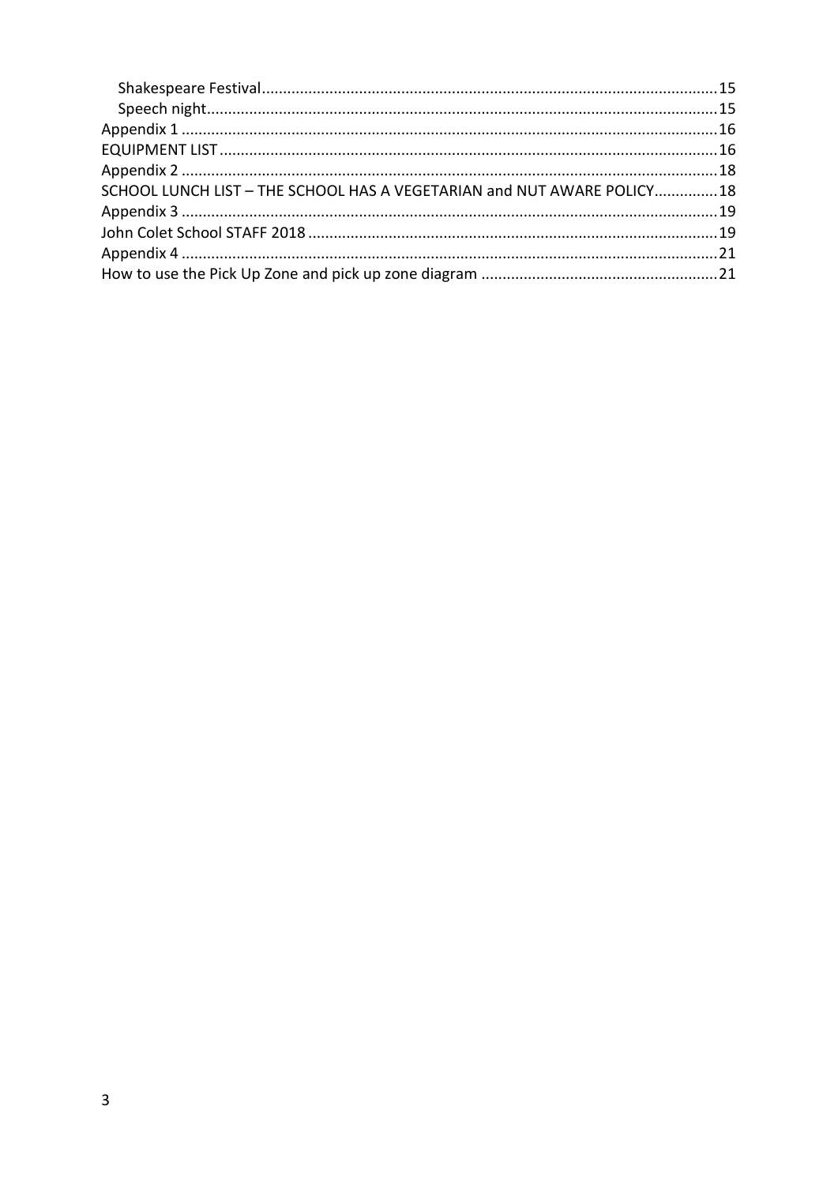- Shakespeare Festival .......... 15
- Speech night .......... 15

Appendix 1 .......... 16

EQUIPMENT LIST .......... 16

Appendix 2 .......... 18

SCHOOL LUNCH LIST – THE SCHOOL HAS A VEGETARIAN and NUT AWARE POLICY .......... 18

Appendix 3 .......... 19

John Colet School STAFF 2018 .......... 19

Appendix 4 .......... 21

How to use the Pick Up Zone and pick up zone diagram .......... 21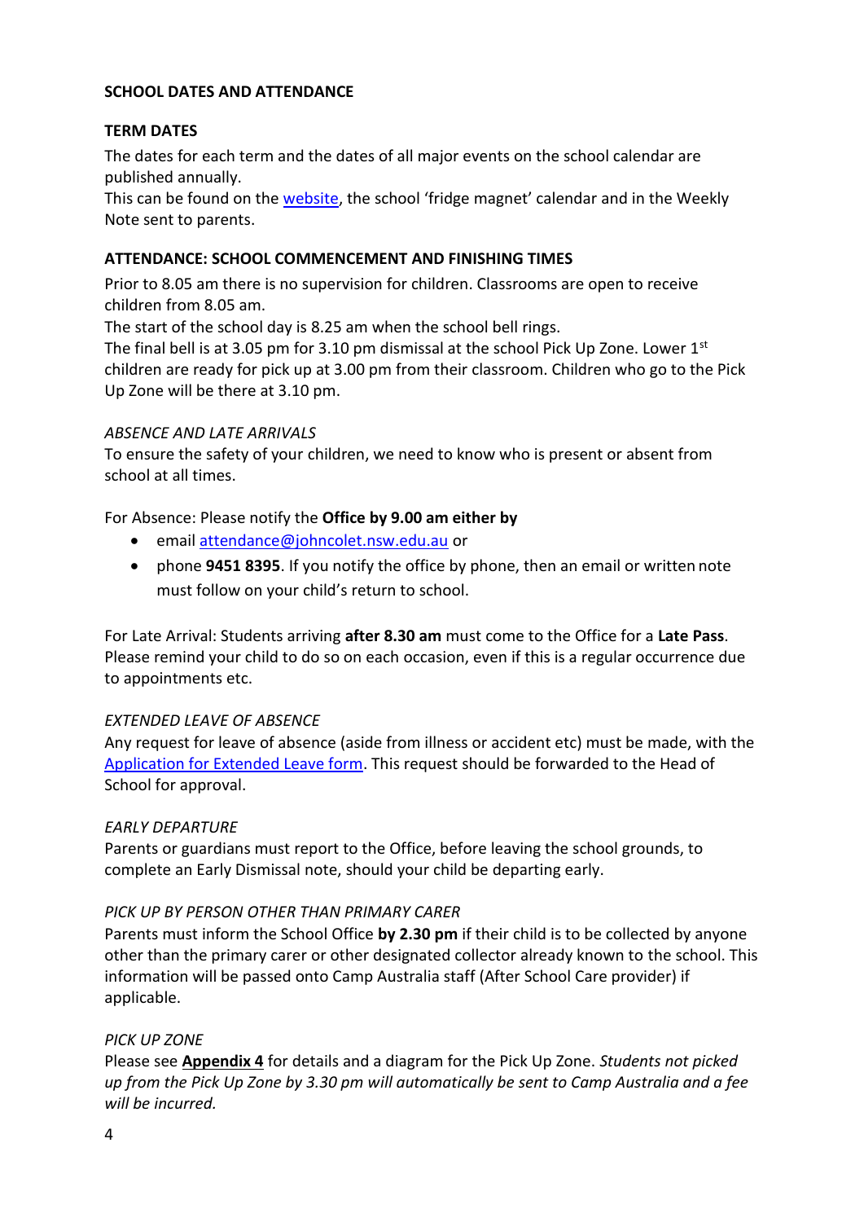## SCHOOL DATES AND ATTENDANCE

### TERM DATES

The dates for each term and the dates of all major events on the school calendar are published annually.
This can be found on the website, the school 'fridge magnet' calendar and in the Weekly Note sent to parents.

### ATTENDANCE: SCHOOL COMMENCEMENT AND FINISHING TIMES

Prior to 8.05 am there is no supervision for children. Classrooms are open to receive children from 8.05 am.
The start of the school day is 8.25 am when the school bell rings.
The final bell is at 3.05 pm for 3.10 pm dismissal at the school Pick Up Zone. Lower 1st children are ready for pick up at 3.00 pm from their classroom. Children who go to the Pick Up Zone will be there at 3.10 pm.

#### *ABSENCE AND LATE ARRIVALS*

To ensure the safety of your children, we need to know who is present or absent from school at all times.

For Absence: Please notify the **Office by 9.00 am either by**

- email attendance@johncolet.nsw.edu.au or
- phone **9451 8395**. If you notify the office by phone, then an email or written note must follow on your child's return to school.

For Late Arrival: Students arriving **after 8.30 am** must come to the Office for a **Late Pass**. Please remind your child to do so on each occasion, even if this is a regular occurrence due to appointments etc.

#### *EXTENDED LEAVE OF ABSENCE*

Any request for leave of absence (aside from illness or accident etc) must be made, with the Application for Extended Leave form. This request should be forwarded to the Head of School for approval.

#### *EARLY DEPARTURE*

Parents or guardians must report to the Office, before leaving the school grounds, to complete an Early Dismissal note, should your child be departing early.

#### *PICK UP BY PERSON OTHER THAN PRIMARY CARER*

Parents must inform the School Office **by 2.30 pm** if their child is to be collected by anyone other than the primary carer or other designated collector already known to the school. This information will be passed onto Camp Australia staff (After School Care provider) if applicable.

#### *PICK UP ZONE*

Please see **Appendix 4** for details and a diagram for the Pick Up Zone. *Students not picked up from the Pick Up Zone by 3.30 pm will automatically be sent to Camp Australia and a fee will be incurred.*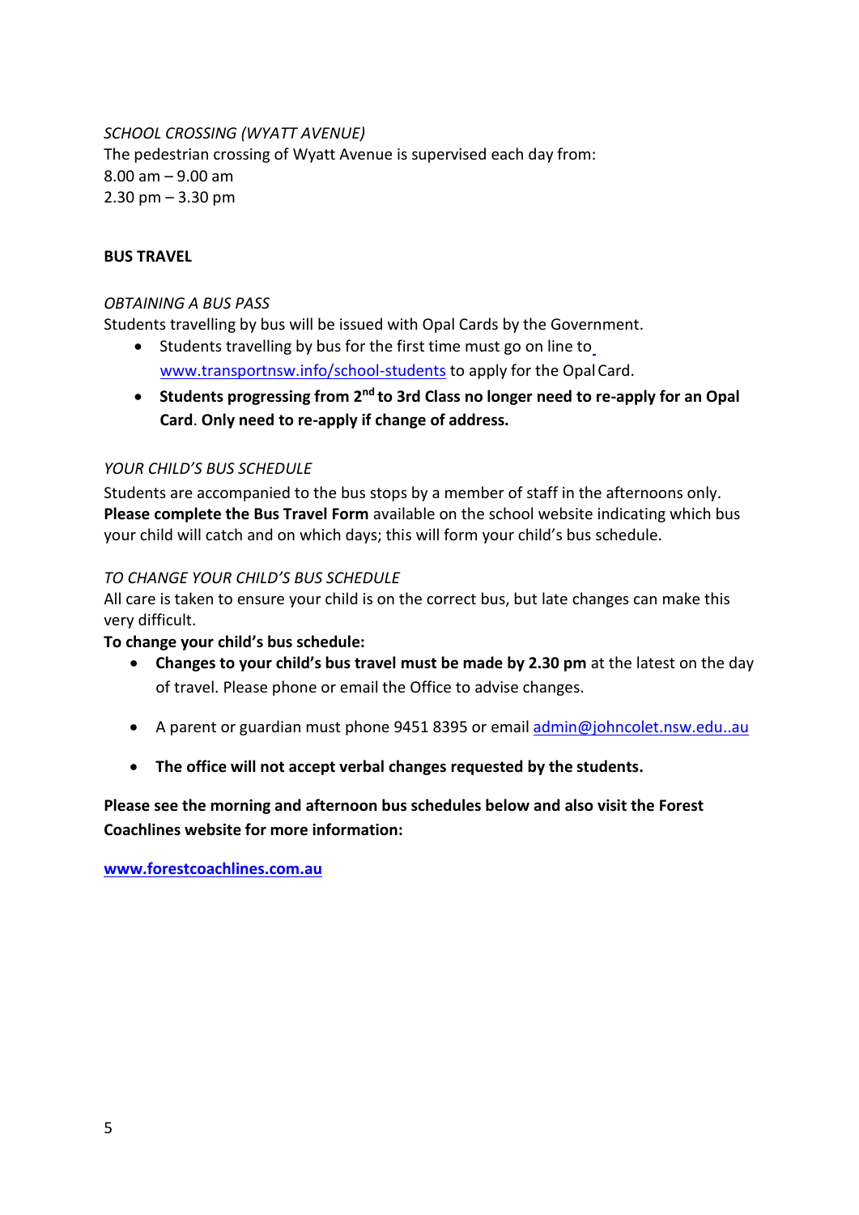*SCHOOL CROSSING (WYATT AVENUE)*

The pedestrian crossing of Wyatt Avenue is supervised each day from:
8.00 am – 9.00 am
2.30 pm – 3.30 pm

**BUS TRAVEL**

*OBTAINING A BUS PASS*

Students travelling by bus will be issued with Opal Cards by the Government.

- Students travelling by bus for the first time must go on line to www.transportnsw.info/school-students to apply for the Opal Card.
- **Students progressing from 2nd to 3rd Class no longer need to re-apply for an Opal Card**. **Only need to re-apply if change of address.**

*YOUR CHILD'S BUS SCHEDULE*

Students are accompanied to the bus stops by a member of staff in the afternoons only. **Please complete the Bus Travel Form** available on the school website indicating which bus your child will catch and on which days; this will form your child's bus schedule.

*TO CHANGE YOUR CHILD'S BUS SCHEDULE*

All care is taken to ensure your child is on the correct bus, but late changes can make this very difficult.

**To change your child's bus schedule:**

- **Changes to your child's bus travel must be made by 2.30 pm** at the latest on the day of travel. Please phone or email the Office to advise changes.
- A parent or guardian must phone 9451 8395 or email admin@johncolet.nsw.edu..au
- **The office will not accept verbal changes requested by the students.**

**Please see the morning and afternoon bus schedules below and also visit the Forest Coachlines website for more information:**

**www.forestcoachlines.com.au**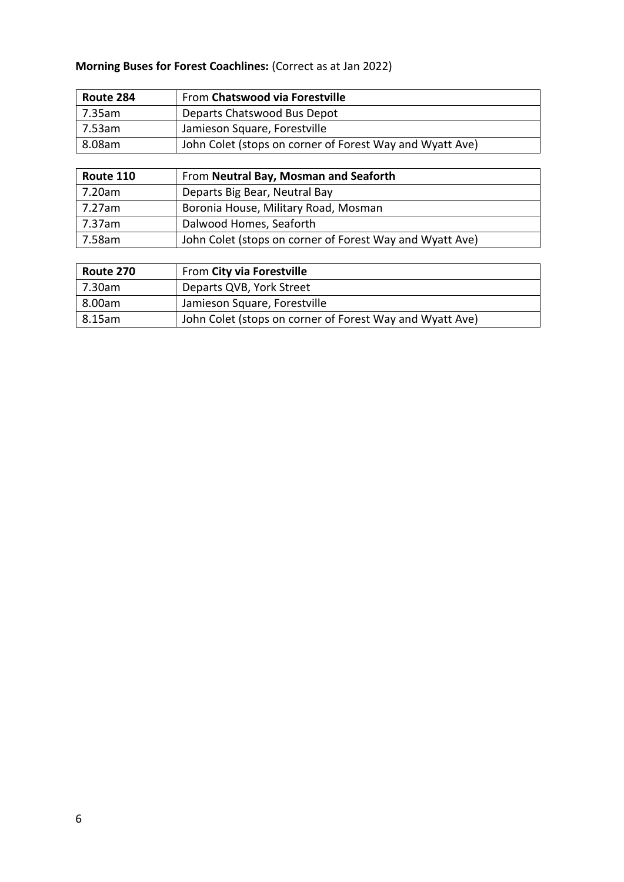**Morning Buses for Forest Coachlines:** (Correct as at Jan 2022)

| **Route 284** | From **Chatswood via Forestville** |
|---|---|
| 7.35am | Departs Chatswood Bus Depot |
| 7.53am | Jamieson Square, Forestville |
| 8.08am | John Colet (stops on corner of Forest Way and Wyatt Ave) |

| **Route 110** | From **Neutral Bay, Mosman and Seaforth** |
|---|---|
| 7.20am | Departs Big Bear, Neutral Bay |
| 7.27am | Boronia House, Military Road, Mosman |
| 7.37am | Dalwood Homes, Seaforth |
| 7.58am | John Colet (stops on corner of Forest Way and Wyatt Ave) |

| **Route 270** | From **City via Forestville** |
|---|---|
| 7.30am | Departs QVB, York Street |
| 8.00am | Jamieson Square, Forestville |
| 8.15am | John Colet (stops on corner of Forest Way and Wyatt Ave) |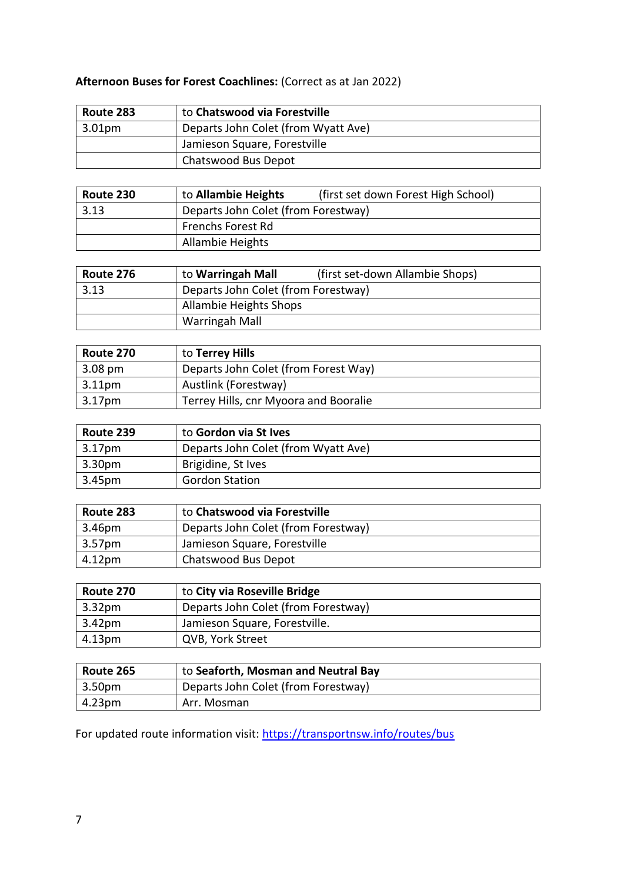**Afternoon Buses for Forest Coachlines:** (Correct as at Jan 2022)

| **Route 283** | to **Chatswood via Forestville** |
|---|---|
| 3.01pm | Departs John Colet (from Wyatt Ave) |
| | Jamieson Square, Forestville |
| | Chatswood Bus Depot |

| **Route 230** | to **Allambie Heights** (first set down Forest High School) |
|---|---|
| 3.13 | Departs John Colet (from Forestway) |
| | Frenchs Forest Rd |
| | Allambie Heights |

| **Route 276** | to **Warringah Mall** (first set-down Allambie Shops) |
|---|---|
| 3.13 | Departs John Colet (from Forestway) |
| | Allambie Heights Shops |
| | Warringah Mall |

| **Route 270** | to **Terrey Hills** |
|---|---|
| 3.08 pm | Departs John Colet (from Forest Way) |
| 3.11pm | Austlink (Forestway) |
| 3.17pm | Terrey Hills, cnr Myoora and Booralie |

| **Route 239** | to **Gordon via St Ives** |
|---|---|
| 3.17pm | Departs John Colet (from Wyatt Ave) |
| 3.30pm | Brigidine, St Ives |
| 3.45pm | Gordon Station |

| **Route 283** | to **Chatswood via Forestville** |
|---|---|
| 3.46pm | Departs John Colet (from Forestway) |
| 3.57pm | Jamieson Square, Forestville |
| 4.12pm | Chatswood Bus Depot |

| **Route 270** | to **City via Roseville Bridge** |
|---|---|
| 3.32pm | Departs John Colet (from Forestway) |
| 3.42pm | Jamieson Square, Forestville. |
| 4.13pm | QVB, York Street |

| **Route 265** | to **Seaforth, Mosman and Neutral Bay** |
|---|---|
| 3.50pm | Departs John Colet (from Forestway) |
| 4.23pm | Arr. Mosman |

For updated route information visit: [https://transportnsw.info/routes/bus](https://transportnsw.info/routes/bus)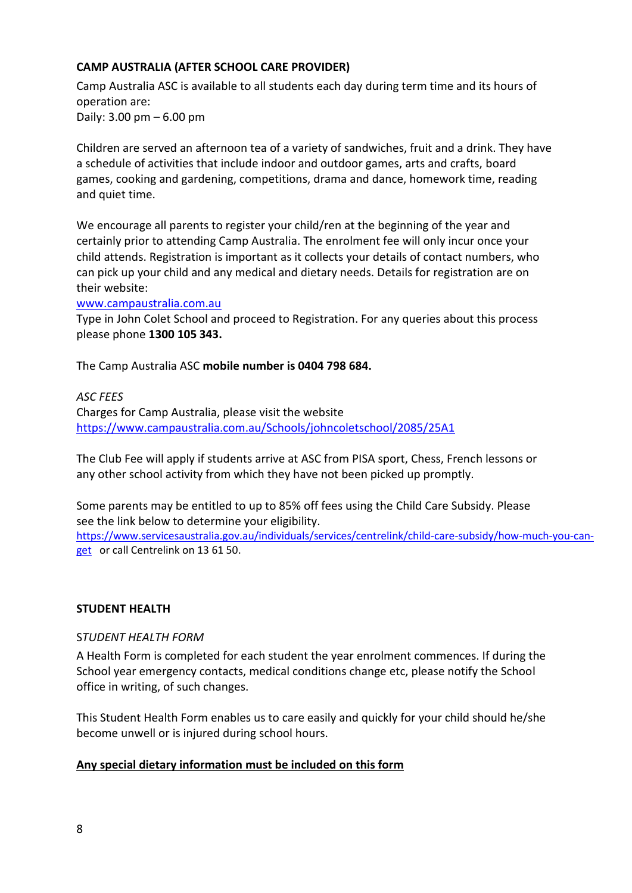## CAMP AUSTRALIA (AFTER SCHOOL CARE PROVIDER)

Camp Australia ASC is available to all students each day during term time and its hours of operation are:
Daily: 3.00 pm – 6.00 pm

Children are served an afternoon tea of a variety of sandwiches, fruit and a drink. They have a schedule of activities that include indoor and outdoor games, arts and crafts, board games, cooking and gardening, competitions, drama and dance, homework time, reading and quiet time.

We encourage all parents to register your child/ren at the beginning of the year and certainly prior to attending Camp Australia. The enrolment fee will only incur once your child attends. Registration is important as it collects your details of contact numbers, who can pick up your child and any medical and dietary needs. Details for registration are on their website:
www.campaustralia.com.au
Type in John Colet School and proceed to Registration. For any queries about this process please phone **1300 105 343.**

The Camp Australia ASC **mobile number is 0404 798 684.**

*ASC FEES*
Charges for Camp Australia, please visit the website
https://www.campaustralia.com.au/Schools/johncoletschool/2085/25A1

The Club Fee will apply if students arrive at ASC from PISA sport, Chess, French lessons or any other school activity from which they have not been picked up promptly.

Some parents may be entitled to up to 85% off fees using the Child Care Subsidy. Please see the link below to determine your eligibility.
https://www.servicesaustralia.gov.au/individuals/services/centrelink/child-care-subsidy/how-much-you-can-get or call Centrelink on 13 61 50.

## STUDENT HEALTH

*STUDENT HEALTH FORM*

A Health Form is completed for each student the year enrolment commences. If during the School year emergency contacts, medical conditions change etc, please notify the School office in writing, of such changes.

This Student Health Form enables us to care easily and quickly for your child should he/she become unwell or is injured during school hours.

**Any special dietary information must be included on this form**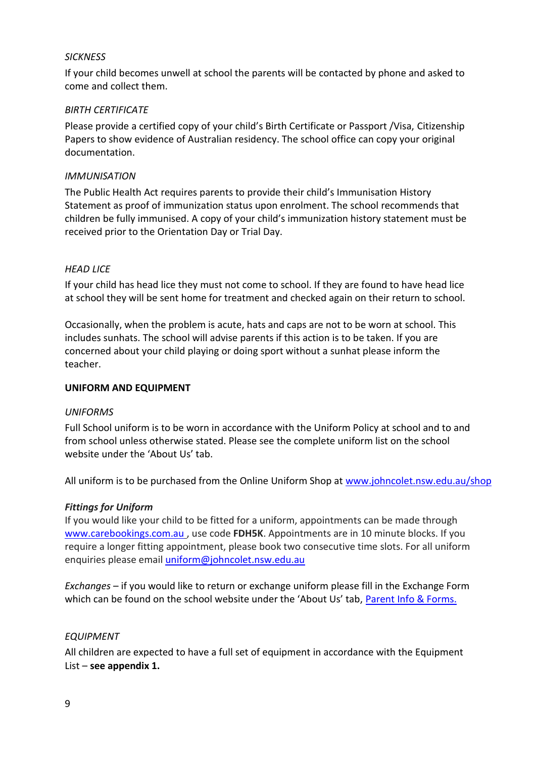*SICKNESS*

If your child becomes unwell at school the parents will be contacted by phone and asked to come and collect them.

*BIRTH CERTIFICATE*

Please provide a certified copy of your child's Birth Certificate or Passport /Visa, Citizenship Papers to show evidence of Australian residency. The school office can copy your original documentation.

*IMMUNISATION*

The Public Health Act requires parents to provide their child's Immunisation History Statement as proof of immunization status upon enrolment. The school recommends that children be fully immunised. A copy of your child's immunization history statement must be received prior to the Orientation Day or Trial Day.

*HEAD LICE*

If your child has head lice they must not come to school. If they are found to have head lice at school they will be sent home for treatment and checked again on their return to school.

Occasionally, when the problem is acute, hats and caps are not to be worn at school. This includes sunhats. The school will advise parents if this action is to be taken. If you are concerned about your child playing or doing sport without a sunhat please inform the teacher.

**UNIFORM AND EQUIPMENT**

*UNIFORMS*

Full School uniform is to be worn in accordance with the Uniform Policy at school and to and from school unless otherwise stated. Please see the complete uniform list on the school website under the 'About Us' tab.

All uniform is to be purchased from the Online Uniform Shop at [www.johncolet.nsw.edu.au/shop](www.johncolet.nsw.edu.au/shop)

***Fittings for Uniform***

If you would like your child to be fitted for a uniform, appointments can be made through [www.carebookings.com.au](www.carebookings.com.au) , use code **FDH5K**. Appointments are in 10 minute blocks. If you require a longer fitting appointment, please book two consecutive time slots. For all uniform enquiries please email [uniform@johncolet.nsw.edu.au](mailto:uniform@johncolet.nsw.edu.au)

*Exchanges* – if you would like to return or exchange uniform please fill in the Exchange Form which can be found on the school website under the 'About Us' tab, Parent Info & Forms.

*EQUIPMENT*

All children are expected to have a full set of equipment in accordance with the Equipment List – **see appendix 1.**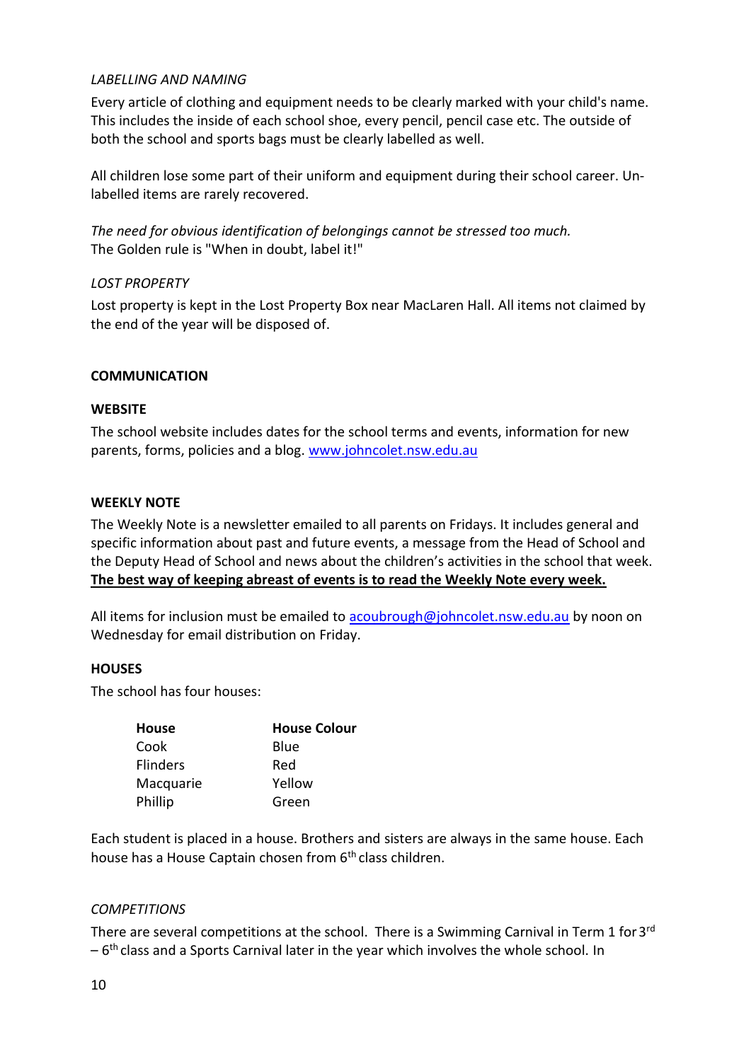*LABELLING AND NAMING*

Every article of clothing and equipment needs to be clearly marked with your child's name. This includes the inside of each school shoe, every pencil, pencil case etc. The outside of both the school and sports bags must be clearly labelled as well.

All children lose some part of their uniform and equipment during their school career. Un-labelled items are rarely recovered.

*The need for obvious identification of belongings cannot be stressed too much.*
The Golden rule is "When in doubt, label it!"

*LOST PROPERTY*

Lost property is kept in the Lost Property Box near MacLaren Hall. All items not claimed by the end of the year will be disposed of.

## COMMUNICATION

### WEBSITE

The school website includes dates for the school terms and events, information for new parents, forms, policies and a blog. www.johncolet.nsw.edu.au

### WEEKLY NOTE

The Weekly Note is a newsletter emailed to all parents on Fridays. It includes general and specific information about past and future events, a message from the Head of School and the Deputy Head of School and news about the children's activities in the school that week. **The best way of keeping abreast of events is to read the Weekly Note every week.**

All items for inclusion must be emailed to acoubrough@johncolet.nsw.edu.au by noon on Wednesday for email distribution on Friday.

### HOUSES

The school has four houses:

| House | House Colour |
|---|---|
| Cook | Blue |
| Flinders | Red |
| Macquarie | Yellow |
| Phillip | Green |

Each student is placed in a house. Brothers and sisters are always in the same house. Each house has a House Captain chosen from 6th class children.

*COMPETITIONS*

There are several competitions at the school. There is a Swimming Carnival in Term 1 for 3rd – 6th class and a Sports Carnival later in the year which involves the whole school. In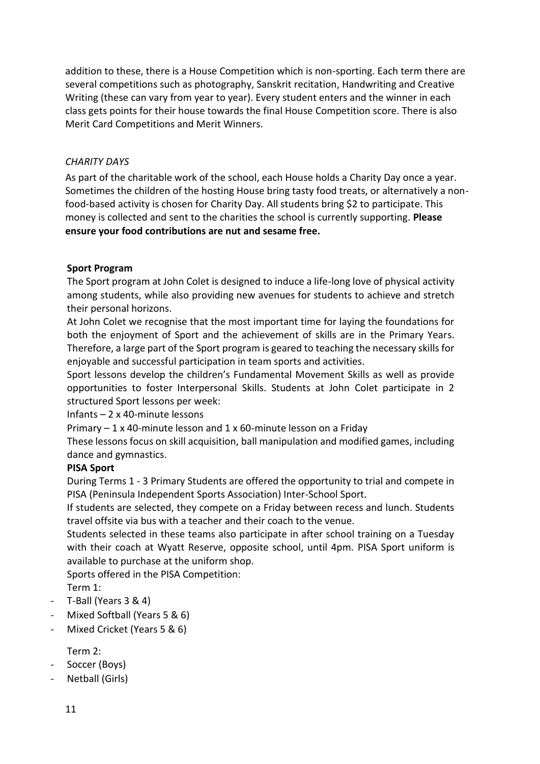addition to these, there is a House Competition which is non-sporting. Each term there are several competitions such as photography, Sanskrit recitation, Handwriting and Creative Writing (these can vary from year to year). Every student enters and the winner in each class gets points for their house towards the final House Competition score. There is also Merit Card Competitions and Merit Winners.

*CHARITY DAYS*

As part of the charitable work of the school, each House holds a Charity Day once a year. Sometimes the children of the hosting House bring tasty food treats, or alternatively a non-food-based activity is chosen for Charity Day. All students bring $2 to participate. This money is collected and sent to the charities the school is currently supporting. **Please ensure your food contributions are nut and sesame free.**

**Sport Program**

The Sport program at John Colet is designed to induce a life-long love of physical activity among students, while also providing new avenues for students to achieve and stretch their personal horizons.

At John Colet we recognise that the most important time for laying the foundations for both the enjoyment of Sport and the achievement of skills are in the Primary Years. Therefore, a large part of the Sport program is geared to teaching the necessary skills for enjoyable and successful participation in team sports and activities.

Sport lessons develop the children's Fundamental Movement Skills as well as provide opportunities to foster Interpersonal Skills. Students at John Colet participate in 2 structured Sport lessons per week:

Infants – 2 x 40-minute lessons

Primary – 1 x 40-minute lesson and 1 x 60-minute lesson on a Friday

These lessons focus on skill acquisition, ball manipulation and modified games, including dance and gymnastics.

**PISA Sport**

During Terms 1 - 3 Primary Students are offered the opportunity to trial and compete in PISA (Peninsula Independent Sports Association) Inter-School Sport.

If students are selected, they compete on a Friday between recess and lunch. Students travel offsite via bus with a teacher and their coach to the venue.

Students selected in these teams also participate in after school training on a Tuesday with their coach at Wyatt Reserve, opposite school, until 4pm. PISA Sport uniform is available to purchase at the uniform shop.

Sports offered in the PISA Competition:

Term 1:

- T-Ball (Years 3 & 4)
- Mixed Softball (Years 5 & 6)
- Mixed Cricket (Years 5 & 6)

Term 2:

- Soccer (Boys)
- Netball (Girls)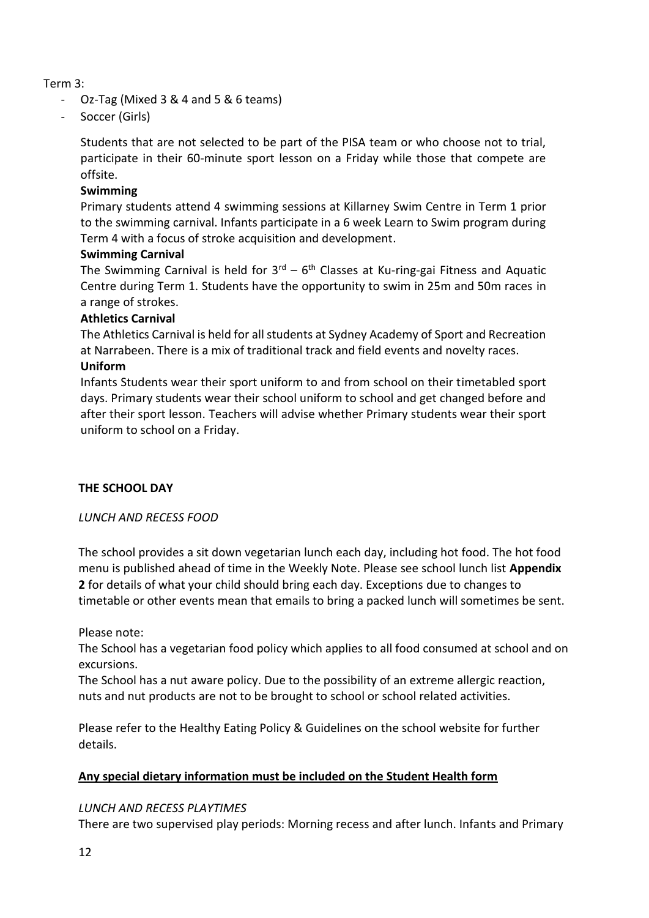Term 3:

- Oz-Tag (Mixed 3 & 4 and 5 & 6 teams)
- Soccer (Girls)

Students that are not selected to be part of the PISA team or who choose not to trial, participate in their 60-minute sport lesson on a Friday while those that compete are offsite.

**Swimming**

Primary students attend 4 swimming sessions at Killarney Swim Centre in Term 1 prior to the swimming carnival. Infants participate in a 6 week Learn to Swim program during Term 4 with a focus of stroke acquisition and development.

**Swimming Carnival**

The Swimming Carnival is held for 3rd – 6th Classes at Ku-ring-gai Fitness and Aquatic Centre during Term 1. Students have the opportunity to swim in 25m and 50m races in a range of strokes.

**Athletics Carnival**

The Athletics Carnival is held for all students at Sydney Academy of Sport and Recreation at Narrabeen. There is a mix of traditional track and field events and novelty races.

**Uniform**

Infants Students wear their sport uniform to and from school on their timetabled sport days. Primary students wear their school uniform to school and get changed before and after their sport lesson. Teachers will advise whether Primary students wear their sport uniform to school on a Friday.

## THE SCHOOL DAY

*LUNCH AND RECESS FOOD*

The school provides a sit down vegetarian lunch each day, including hot food. The hot food menu is published ahead of time in the Weekly Note. Please see school lunch list **Appendix 2** for details of what your child should bring each day. Exceptions due to changes to timetable or other events mean that emails to bring a packed lunch will sometimes be sent.

Please note:

The School has a vegetarian food policy which applies to all food consumed at school and on excursions.

The School has a nut aware policy. Due to the possibility of an extreme allergic reaction, nuts and nut products are not to be brought to school or school related activities.

Please refer to the Healthy Eating Policy & Guidelines on the school website for further details.

**Any special dietary information must be included on the Student Health form**

*LUNCH AND RECESS PLAYTIMES*

There are two supervised play periods: Morning recess and after lunch. Infants and Primary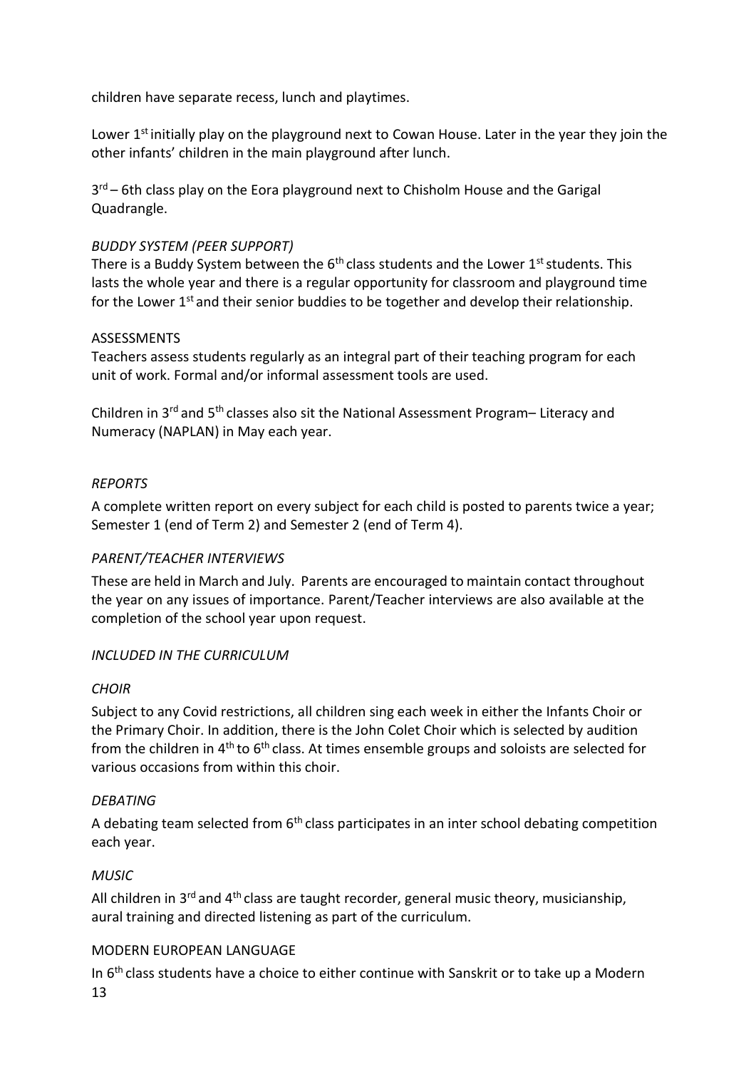children have separate recess, lunch and playtimes.

Lower 1st initially play on the playground next to Cowan House. Later in the year they join the other infants' children in the main playground after lunch.

3rd – 6th class play on the Eora playground next to Chisholm House and the Garigal Quadrangle.

*BUDDY SYSTEM (PEER SUPPORT)*

There is a Buddy System between the 6th class students and the Lower 1st students. This lasts the whole year and there is a regular opportunity for classroom and playground time for the Lower 1st and their senior buddies to be together and develop their relationship.

ASSESSMENTS

Teachers assess students regularly as an integral part of their teaching program for each unit of work. Formal and/or informal assessment tools are used.

Children in 3rd and 5th classes also sit the National Assessment Program– Literacy and Numeracy (NAPLAN) in May each year.

*REPORTS*

A complete written report on every subject for each child is posted to parents twice a year; Semester 1 (end of Term 2) and Semester 2 (end of Term 4).

*PARENT/TEACHER INTERVIEWS*

These are held in March and July. Parents are encouraged to maintain contact throughout the year on any issues of importance. Parent/Teacher interviews are also available at the completion of the school year upon request.

*INCLUDED IN THE CURRICULUM*

*CHOIR*

Subject to any Covid restrictions, all children sing each week in either the Infants Choir or the Primary Choir. In addition, there is the John Colet Choir which is selected by audition from the children in 4th to 6th class. At times ensemble groups and soloists are selected for various occasions from within this choir.

*DEBATING*

A debating team selected from 6th class participates in an inter school debating competition each year.

*MUSIC*

All children in 3rd and 4th class are taught recorder, general music theory, musicianship, aural training and directed listening as part of the curriculum.

MODERN EUROPEAN LANGUAGE

In 6th class students have a choice to either continue with Sanskrit or to take up a Modern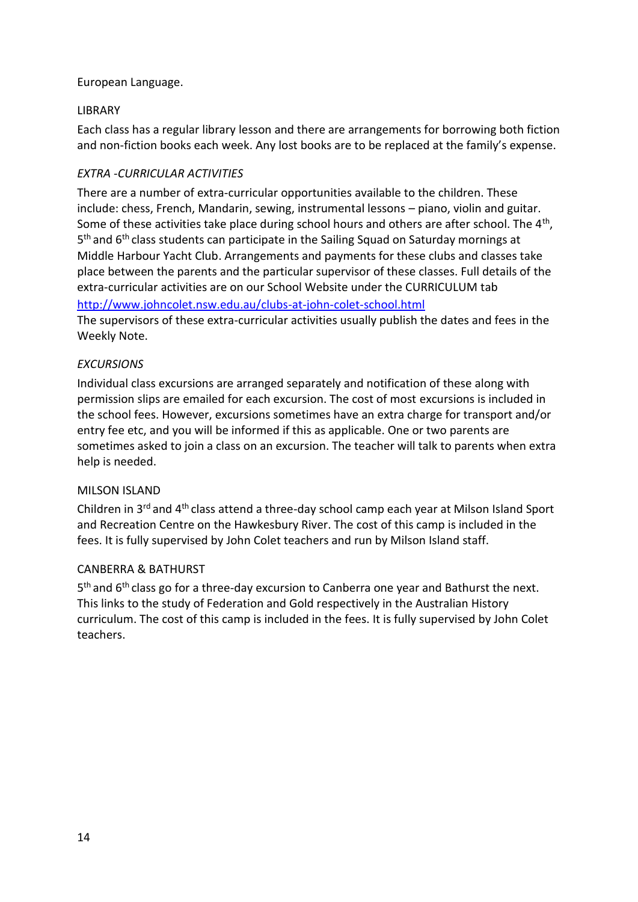European Language.

LIBRARY

Each class has a regular library lesson and there are arrangements for borrowing both fiction and non-fiction books each week. Any lost books are to be replaced at the family's expense.

*EXTRA -CURRICULAR ACTIVITIES*

There are a number of extra-curricular opportunities available to the children. These include: chess, French, Mandarin, sewing, instrumental lessons – piano, violin and guitar. Some of these activities take place during school hours and others are after school. The 4th, 5th and 6th class students can participate in the Sailing Squad on Saturday mornings at Middle Harbour Yacht Club. Arrangements and payments for these clubs and classes take place between the parents and the particular supervisor of these classes. Full details of the extra-curricular activities are on our School Website under the CURRICULUM tab [http://www.johncolet.nsw.edu.au/clubs-at-john-colet-school.html](http://www.johncolet.nsw.edu.au/clubs-at-john-colet-school.html)
The supervisors of these extra-curricular activities usually publish the dates and fees in the Weekly Note.

*EXCURSIONS*

Individual class excursions are arranged separately and notification of these along with permission slips are emailed for each excursion. The cost of most excursions is included in the school fees. However, excursions sometimes have an extra charge for transport and/or entry fee etc, and you will be informed if this as applicable. One or two parents are sometimes asked to join a class on an excursion. The teacher will talk to parents when extra help is needed.

MILSON ISLAND

Children in 3rd and 4th class attend a three-day school camp each year at Milson Island Sport and Recreation Centre on the Hawkesbury River. The cost of this camp is included in the fees. It is fully supervised by John Colet teachers and run by Milson Island staff.

CANBERRA & BATHURST

5th and 6th class go for a three-day excursion to Canberra one year and Bathurst the next. This links to the study of Federation and Gold respectively in the Australian History curriculum. The cost of this camp is included in the fees. It is fully supervised by John Colet teachers.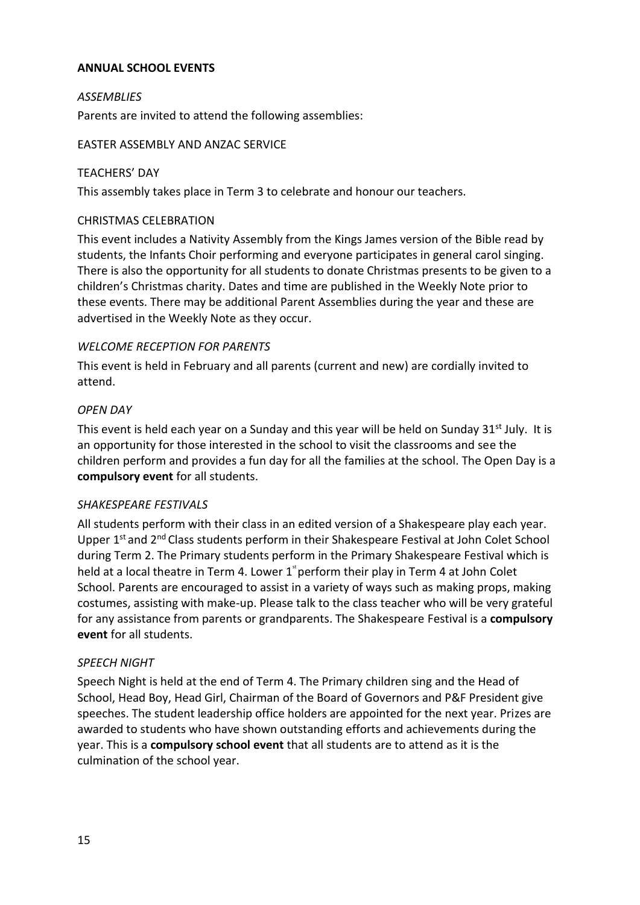## ANNUAL SCHOOL EVENTS

### *ASSEMBLIES*

Parents are invited to attend the following assemblies:

EASTER ASSEMBLY AND ANZAC SERVICE

TEACHERS' DAY

This assembly takes place in Term 3 to celebrate and honour our teachers.

CHRISTMAS CELEBRATION

This event includes a Nativity Assembly from the Kings James version of the Bible read by students, the Infants Choir performing and everyone participates in general carol singing. There is also the opportunity for all students to donate Christmas presents to be given to a children's Christmas charity. Dates and time are published in the Weekly Note prior to these events. There may be additional Parent Assemblies during the year and these are advertised in the Weekly Note as they occur.

### *WELCOME RECEPTION FOR PARENTS*

This event is held in February and all parents (current and new) are cordially invited to attend.

### *OPEN DAY*

This event is held each year on a Sunday and this year will be held on Sunday 31st July. It is an opportunity for those interested in the school to visit the classrooms and see the children perform and provides a fun day for all the families at the school. The Open Day is a **compulsory event** for all students.

### *SHAKESPEARE FESTIVALS*

All students perform with their class in an edited version of a Shakespeare play each year. Upper 1st and 2nd Class students perform in their Shakespeare Festival at John Colet School during Term 2. The Primary students perform in the Primary Shakespeare Festival which is held at a local theatre in Term 4. Lower 1st perform their play in Term 4 at John Colet School. Parents are encouraged to assist in a variety of ways such as making props, making costumes, assisting with make-up. Please talk to the class teacher who will be very grateful for any assistance from parents or grandparents. The Shakespeare Festival is a **compulsory event** for all students.

### *SPEECH NIGHT*

Speech Night is held at the end of Term 4. The Primary children sing and the Head of School, Head Boy, Head Girl, Chairman of the Board of Governors and P&F President give speeches. The student leadership office holders are appointed for the next year. Prizes are awarded to students who have shown outstanding efforts and achievements during the year. This is a **compulsory school event** that all students are to attend as it is the culmination of the school year.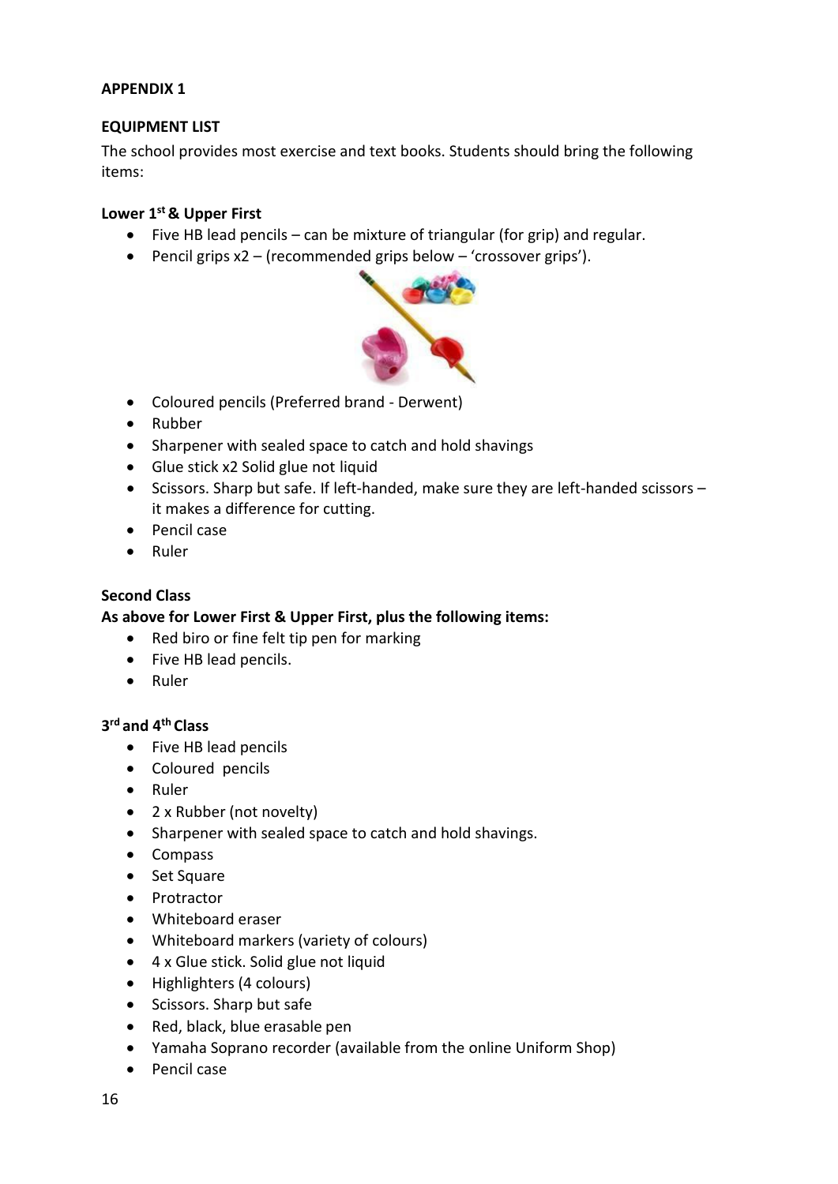## APPENDIX 1

## EQUIPMENT LIST

The school provides most exercise and text books. Students should bring the following items:

### Lower 1st & Upper First

- Five HB lead pencils – can be mixture of triangular (for grip) and regular.
- Pencil grips x2 – (recommended grips below – 'crossover grips').
- Coloured pencils (Preferred brand - Derwent)
- Rubber
- Sharpener with sealed space to catch and hold shavings
- Glue stick x2 Solid glue not liquid
- Scissors. Sharp but safe. If left-handed, make sure they are left-handed scissors – it makes a difference for cutting.
- Pencil case
- Ruler

### Second Class

**As above for Lower First & Upper First, plus the following items:**

- Red biro or fine felt tip pen for marking
- Five HB lead pencils.
- Ruler

### 3rd and 4th Class

- Five HB lead pencils
- Coloured pencils
- Ruler
- 2 x Rubber (not novelty)
- Sharpener with sealed space to catch and hold shavings.
- Compass
- Set Square
- Protractor
- Whiteboard eraser
- Whiteboard markers (variety of colours)
- 4 x Glue stick. Solid glue not liquid
- Highlighters (4 colours)
- Scissors. Sharp but safe
- Red, black, blue erasable pen
- Yamaha Soprano recorder (available from the online Uniform Shop)
- Pencil case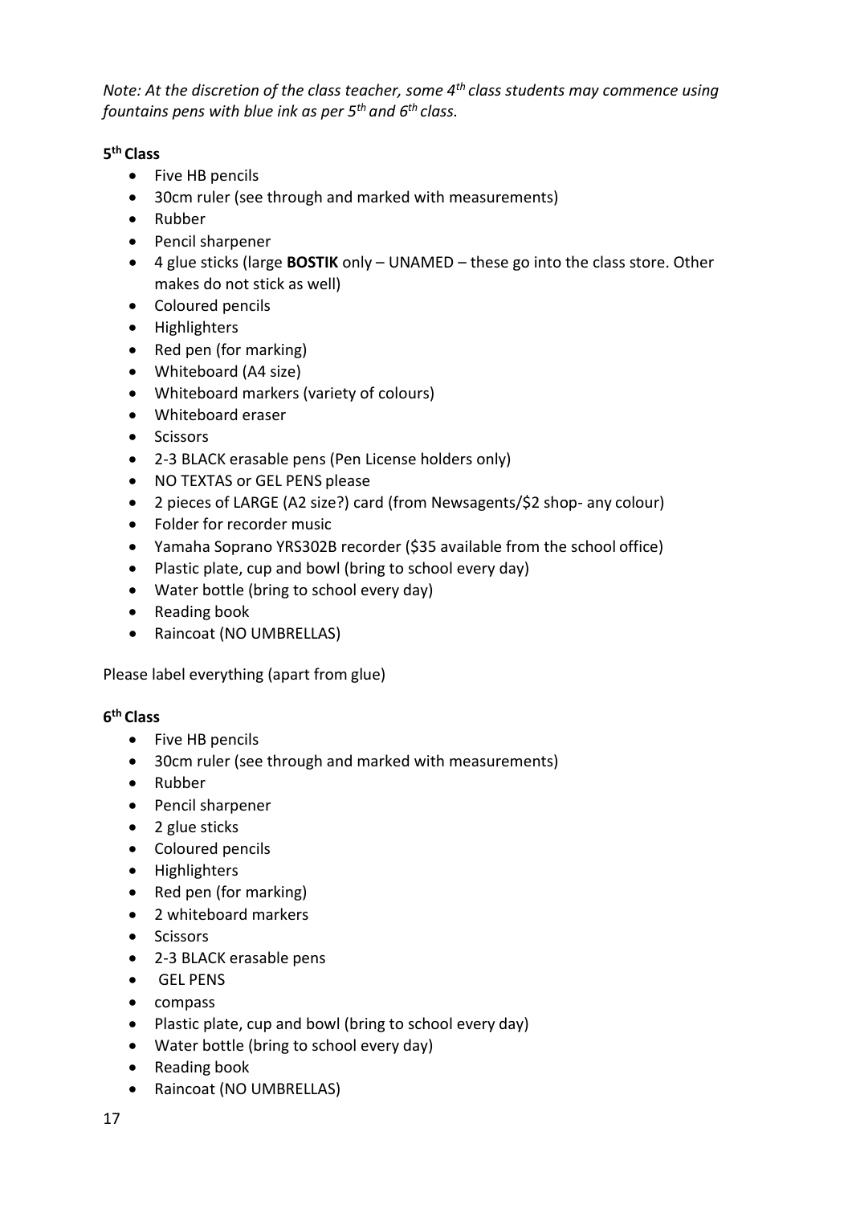*Note: At the discretion of the class teacher, some 4th class students may commence using fountains pens with blue ink as per 5th and 6th class.*

**5th Class**

- Five HB pencils
- 30cm ruler (see through and marked with measurements)
- Rubber
- Pencil sharpener
- 4 glue sticks (large **BOSTIK** only – UNAMED – these go into the class store. Other makes do not stick as well)
- Coloured pencils
- Highlighters
- Red pen (for marking)
- Whiteboard (A4 size)
- Whiteboard markers (variety of colours)
- Whiteboard eraser
- Scissors
- 2-3 BLACK erasable pens (Pen License holders only)
- NO TEXTAS or GEL PENS please
- 2 pieces of LARGE (A2 size?) card (from Newsagents/$2 shop- any colour)
- Folder for recorder music
- Yamaha Soprano YRS302B recorder ($35 available from the school office)
- Plastic plate, cup and bowl (bring to school every day)
- Water bottle (bring to school every day)
- Reading book
- Raincoat (NO UMBRELLAS)

Please label everything (apart from glue)

**6th Class**

- Five HB pencils
- 30cm ruler (see through and marked with measurements)
- Rubber
- Pencil sharpener
- 2 glue sticks
- Coloured pencils
- Highlighters
- Red pen (for marking)
- 2 whiteboard markers
- Scissors
- 2-3 BLACK erasable pens
- GEL PENS
- compass
- Plastic plate, cup and bowl (bring to school every day)
- Water bottle (bring to school every day)
- Reading book
- Raincoat (NO UMBRELLAS)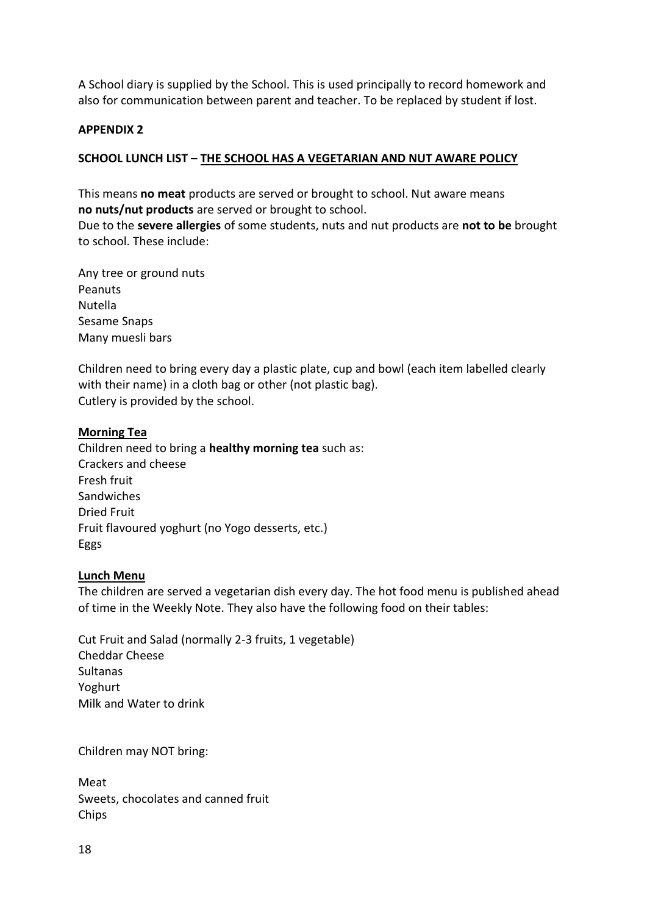A School diary is supplied by the School. This is used principally to record homework and also for communication between parent and teacher. To be replaced by student if lost.

## APPENDIX 2

### SCHOOL LUNCH LIST – THE SCHOOL HAS A VEGETARIAN AND NUT AWARE POLICY

This means **no meat** products are served or brought to school. Nut aware means **no nuts/nut products** are served or brought to school.
Due to the **severe allergies** of some students, nuts and nut products are **not to be** brought to school. These include:

Any tree or ground nuts
Peanuts
Nutella
Sesame Snaps
Many muesli bars

Children need to bring every day a plastic plate, cup and bowl (each item labelled clearly with their name) in a cloth bag or other (not plastic bag).
Cutlery is provided by the school.

#### Morning Tea

Children need to bring a **healthy morning tea** such as:
Crackers and cheese
Fresh fruit
Sandwiches
Dried Fruit
Fruit flavoured yoghurt (no Yogo desserts, etc.)
Eggs

#### Lunch Menu

The children are served a vegetarian dish every day. The hot food menu is published ahead of time in the Weekly Note. They also have the following food on their tables:

Cut Fruit and Salad (normally 2-3 fruits, 1 vegetable)
Cheddar Cheese
Sultanas
Yoghurt
Milk and Water to drink

Children may NOT bring:

Meat
Sweets, chocolates and canned fruit
Chips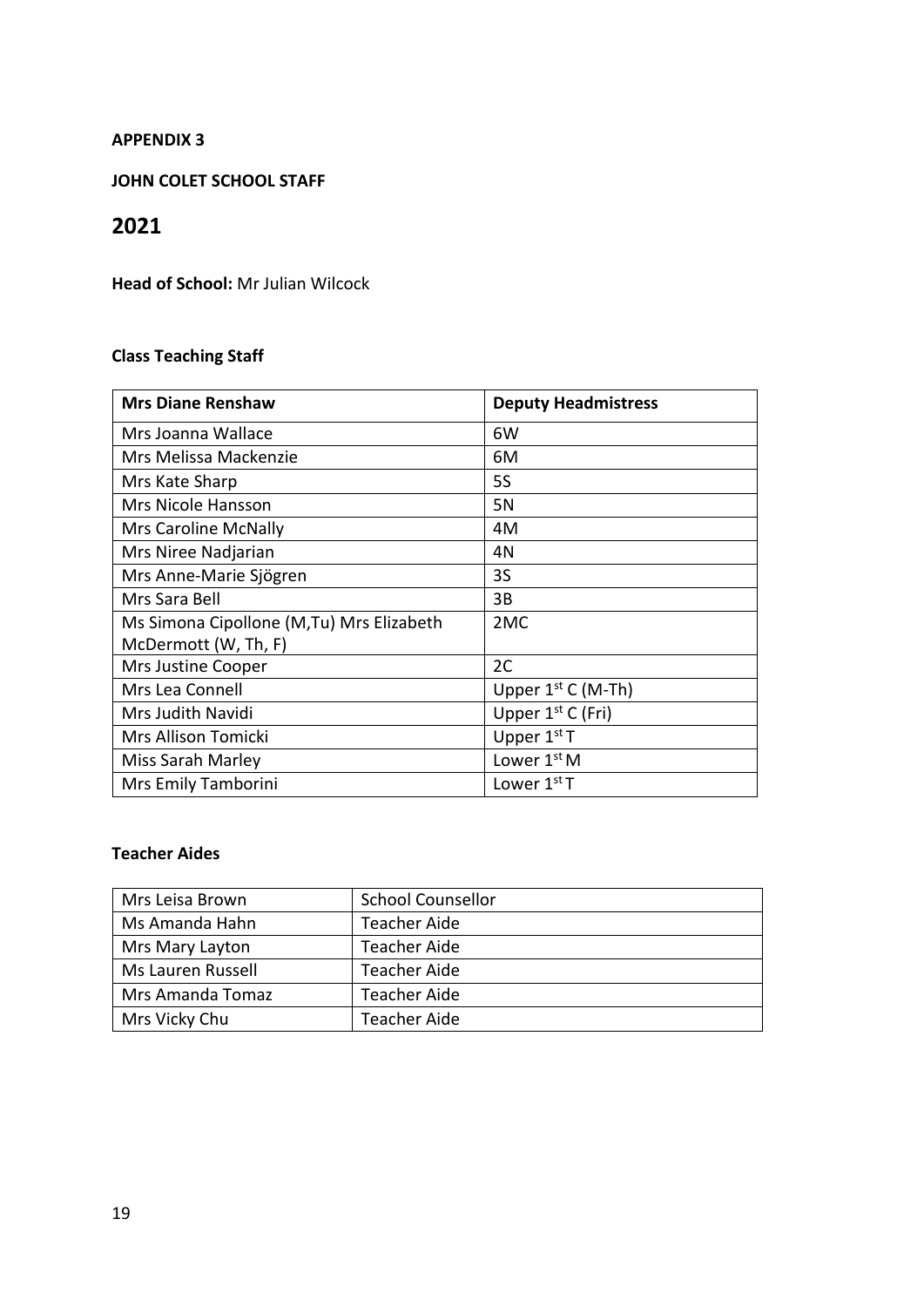**APPENDIX 3**

**JOHN COLET SCHOOL STAFF**

## 2021

**Head of School:** Mr Julian Wilcock

**Class Teaching Staff**

| Mrs Diane Renshaw | Deputy Headmistress |
|---|---|
| Mrs Joanna Wallace | 6W |
| Mrs Melissa Mackenzie | 6M |
| Mrs Kate Sharp | 5S |
| Mrs Nicole Hansson | 5N |
| Mrs Caroline McNally | 4M |
| Mrs Niree Nadjarian | 4N |
| Mrs Anne-Marie Sjögren | 3S |
| Mrs Sara Bell | 3B |
| Ms Simona Cipollone (M,Tu) Mrs Elizabeth McDermott (W, Th, F) | 2MC |
| Mrs Justine Cooper | 2C |
| Mrs Lea Connell | Upper 1st C (M-Th) |
| Mrs Judith Navidi | Upper 1st C (Fri) |
| Mrs Allison Tomicki | Upper 1st T |
| Miss Sarah Marley | Lower 1st M |
| Mrs Emily Tamborini | Lower 1st T |

**Teacher Aides**

| Mrs Leisa Brown | School Counsellor |
|---|---|
| Ms Amanda Hahn | Teacher Aide |
| Mrs Mary Layton | Teacher Aide |
| Ms Lauren Russell | Teacher Aide |
| Mrs Amanda Tomaz | Teacher Aide |
| Mrs Vicky Chu | Teacher Aide |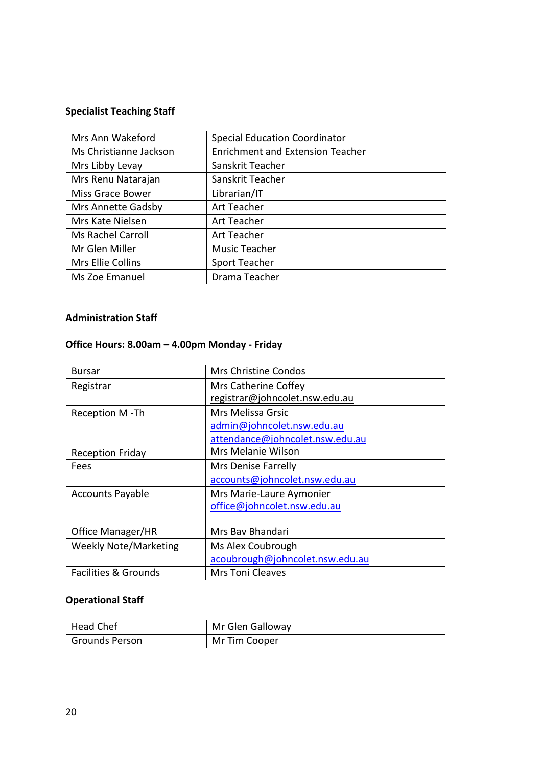**Specialist Teaching Staff**

| | |
|---|---|
| Mrs Ann Wakeford | Special Education Coordinator |
| Ms Christianne Jackson | Enrichment and Extension Teacher |
| Mrs Libby Levay | Sanskrit Teacher |
| Mrs Renu Natarajan | Sanskrit Teacher |
| Miss Grace Bower | Librarian/IT |
| Mrs Annette Gadsby | Art Teacher |
| Mrs Kate Nielsen | Art Teacher |
| Ms Rachel Carroll | Art Teacher |
| Mr Glen Miller | Music Teacher |
| Mrs Ellie Collins | Sport Teacher |
| Ms Zoe Emanuel | Drama Teacher |

**Administration Staff**

**Office Hours: 8.00am – 4.00pm Monday - Friday**

| | |
|---|---|
| Bursar | Mrs Christine Condos |
| Registrar | Mrs Catherine Coffey<br>registrar@johncolet.nsw.edu.au |
| Reception M -Th<br><br>Reception Friday | Mrs Melissa Grsic<br>admin@johncolet.nsw.edu.au<br>attendance@johncolet.nsw.edu.au<br>Mrs Melanie Wilson |
| Fees | Mrs Denise Farrelly<br>accounts@johncolet.nsw.edu.au |
| Accounts Payable | Mrs Marie-Laure Aymonier<br>office@johncolet.nsw.edu.au |
| Office Manager/HR | Mrs Bav Bhandari |
| Weekly Note/Marketing | Ms Alex Coubrough<br>acoubrough@johncolet.nsw.edu.au |
| Facilities & Grounds | Mrs Toni Cleaves |

**Operational Staff**

| | |
|---|---|
| Head Chef | Mr Glen Galloway |
| Grounds Person | Mr Tim Cooper |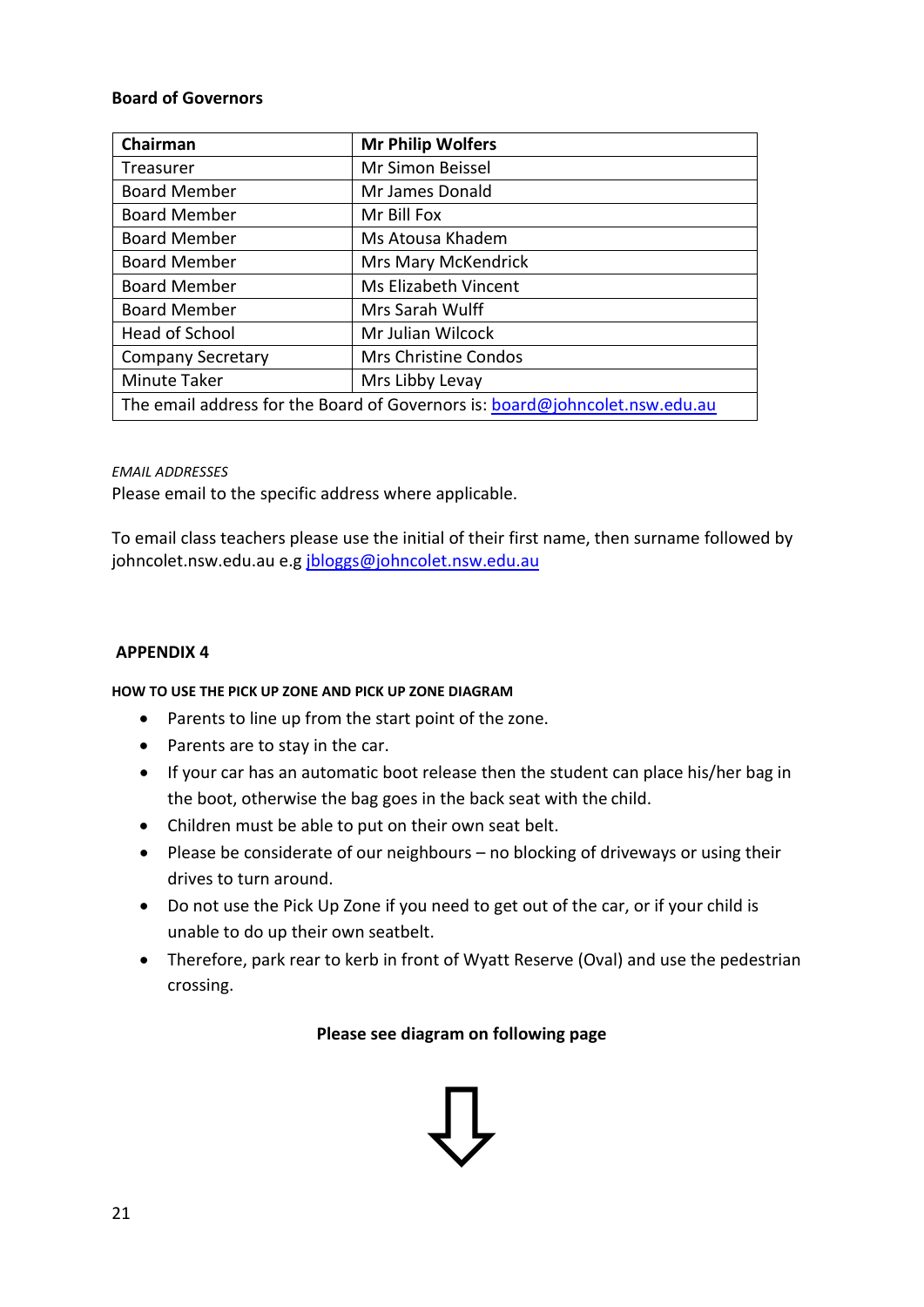**Board of Governors**

| **Chairman** | **Mr Philip Wolfers** |
|---|---|
| Treasurer | Mr Simon Beissel |
| Board Member | Mr James Donald |
| Board Member | Mr Bill Fox |
| Board Member | Ms Atousa Khadem |
| Board Member | Mrs Mary McKendrick |
| Board Member | Ms Elizabeth Vincent |
| Board Member | Mrs Sarah Wulff |
| Head of School | Mr Julian Wilcock |
| Company Secretary | Mrs Christine Condos |
| Minute Taker | Mrs Libby Levay |
| The email address for the Board of Governors is: board@johncolet.nsw.edu.au | |

*EMAIL ADDRESSES*
Please email to the specific address where applicable.

To email class teachers please use the initial of their first name, then surname followed by johncolet.nsw.edu.au e.g jbloggs@johncolet.nsw.edu.au

## APPENDIX 4

#### HOW TO USE THE PICK UP ZONE AND PICK UP ZONE DIAGRAM

- Parents to line up from the start point of the zone.
- Parents are to stay in the car.
- If your car has an automatic boot release then the student can place his/her bag in the boot, otherwise the bag goes in the back seat with the child.
- Children must be able to put on their own seat belt.
- Please be considerate of our neighbours – no blocking of driveways or using their drives to turn around.
- Do not use the Pick Up Zone if you need to get out of the car, or if your child is unable to do up their own seatbelt.
- Therefore, park rear to kerb in front of Wyatt Reserve (Oval) and use the pedestrian crossing.

**Please see diagram on following page**

⇩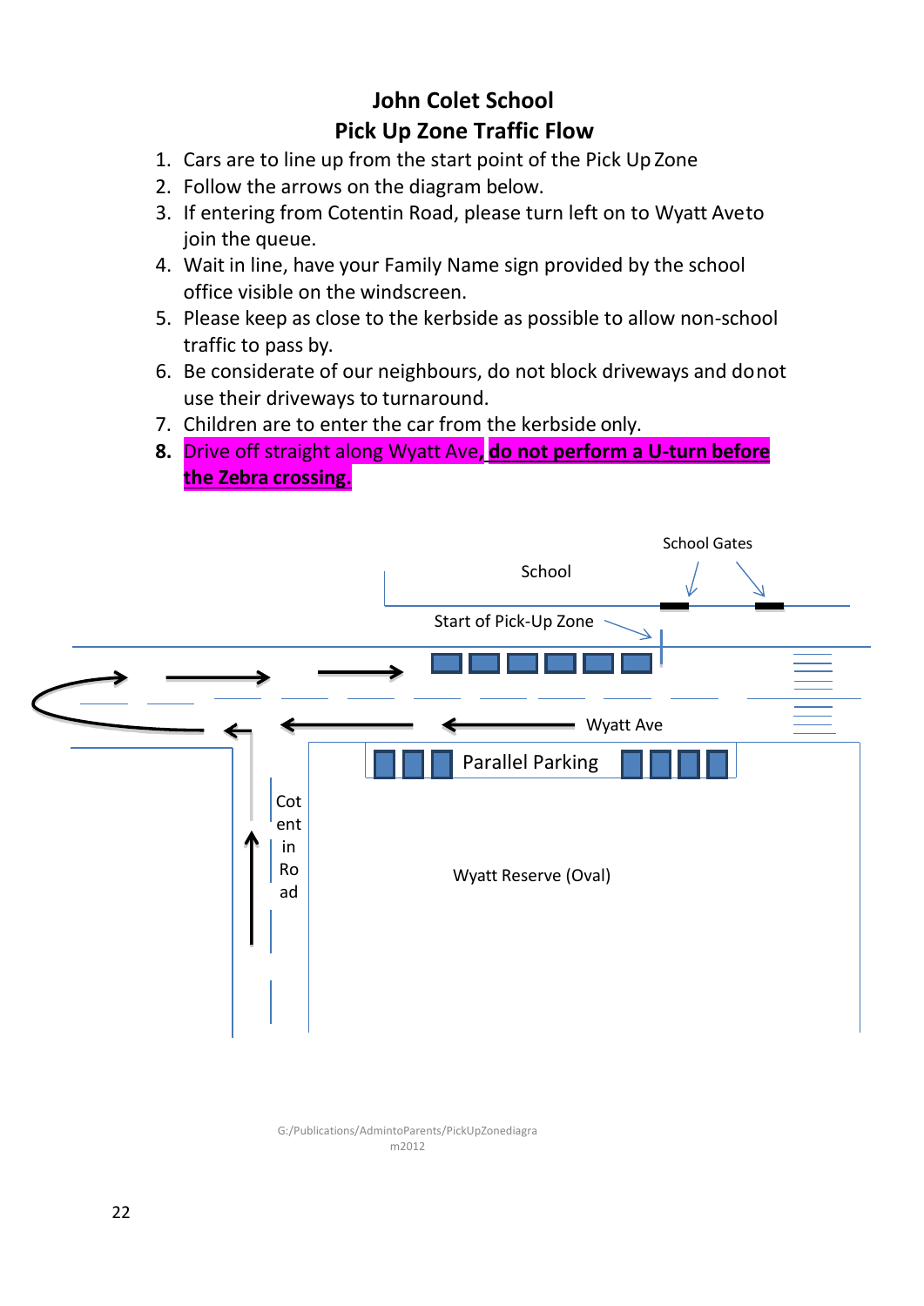# John Colet School
## Pick Up Zone Traffic Flow

1. Cars are to line up from the start point of the Pick Up Zone
2. Follow the arrows on the diagram below.
3. If entering from Cotentin Road, please turn left on to Wyatt Ave to join the queue.
4. Wait in line, have your Family Name sign provided by the school office visible on the windscreen.
5. Please keep as close to the kerbside as possible to allow non-school traffic to pass by.
6. Be considerate of our neighbours, do not block driveways and do not use their driveways to turnaround.
7. Children are to enter the car from the kerbside only.
8. **Drive off straight along Wyatt Ave, <u>do not perform a U-turn before the Zebra crossing.</u>**

School Gates

School

Start of Pick-Up Zone

Wyatt Ave

Parallel Parking

Cotentin Road

Wyatt Reserve (Oval)

G:/Publications/AdmintoParents/PickUpZonediagram2012